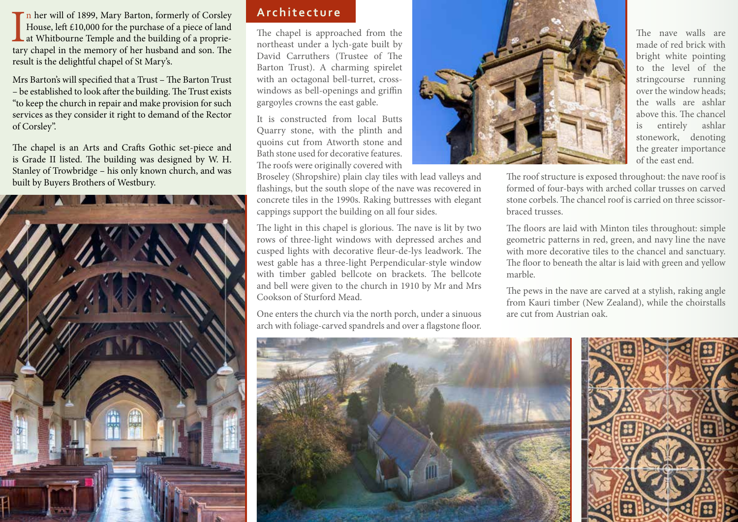In her will of 1899, Mary Barton, formerly of Corsley House, left £10,000 for the purchase of a piece of land at Whitbourne Temple and the building of a proprietary chapel in the memory of her husband and son. The result is the delightful chapel of St Mary's.

Mrs Barton's will specified that a Trust – The Barton Trust – be established to look after the building. The Trust exists "to keep the church in repair and make provision for such services as they consider it right to demand of the Rector of Corsley".

The chapel is an Arts and Crafts Gothic set-piece and is Grade II listed. The building was designed by W. H. Stanley of Trowbridge – his only known church, and was built by Buyers Brothers of Westbury.

## Architecture

The chapel is approached from the northeast under a lych-gate built by David Carruthers (Trustee of The Barton Trust). A charming spirelet with an octagonal bell-turret, cross-windows as bell-openings and griffin gargoyles crowns the east gable.

It is constructed from local Butts Quarry stone, with the plinth and quoins cut from Atworth stone and Bath stone used for decorative features. The roofs were originally covered with Broseley (Shropshire) plain clay tiles with lead valleys and flashings, but the south slope of the nave was recovered in concrete tiles in the 1990s. Raking buttresses with elegant cappings support the building on all four sides.

The light in this chapel is glorious. The nave is lit by two rows of three-light windows with depressed arches and cusped lights with decorative fleur-de-lys leadwork. The west gable has a three-light Perpendicular-style window with timber gabled bellcote on brackets. The bellcote and bell were given to the church in 1910 by Mr and Mrs Cookson of Sturford Mead.

One enters the church via the north porch, under a sinuous arch with foliage-carved spandrels and over a flagstone floor.

The nave walls are made of red brick with bright white pointing to the level of the stringcourse running over the window heads; the walls are ashlar above this. The chancel is entirely ashlar stonework, denoting the greater importance of the east end.

The roof structure is exposed throughout: the nave roof is formed of four-bays with arched collar trusses on carved stone corbels. The chancel roof is carried on three scissor-braced trusses.

The floors are laid with Minton tiles throughout: simple geometric patterns in red, green, and navy line the nave with more decorative tiles to the chancel and sanctuary. The floor to beneath the altar is laid with green and yellow marble.

The pews in the nave are carved at a stylish, raking angle from Kauri timber (New Zealand), while the choirstalls are cut from Austrian oak.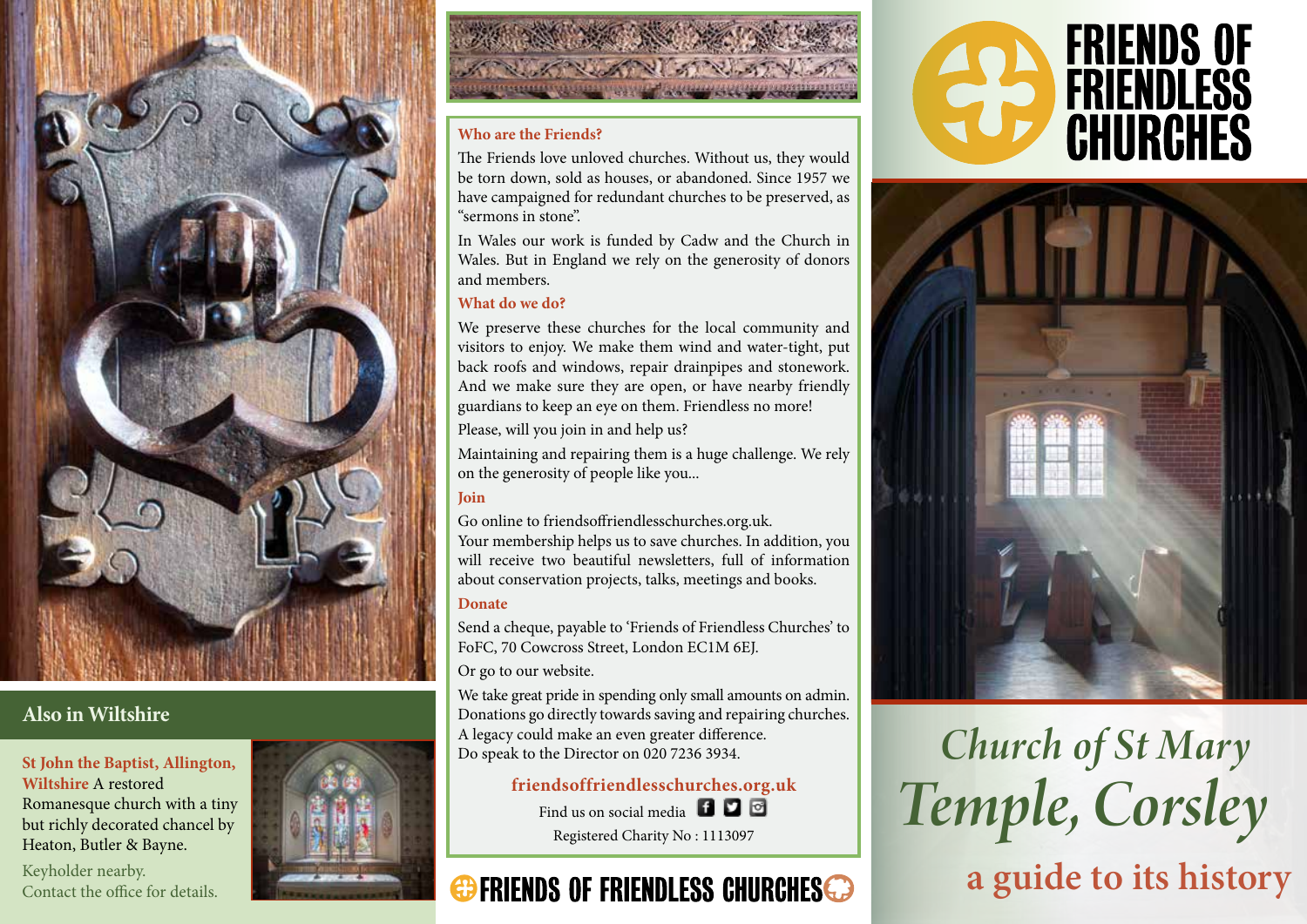## Also in Wiltshire

**St John the Baptist, Allington, Wiltshire** A restored Romanesque church with a tiny but richly decorated chancel by Heaton, Butler & Bayne.

Keyholder nearby.
Contact the office for details.

### Who are the Friends?

The Friends love unloved churches. Without us, they would be torn down, sold as houses, or abandoned. Since 1957 we have campaigned for redundant churches to be preserved, as "sermons in stone".

In Wales our work is funded by Cadw and the Church in Wales. But in England we rely on the generosity of donors and members.

### What do we do?

We preserve these churches for the local community and visitors to enjoy. We make them wind and water-tight, put back roofs and windows, repair drainpipes and stonework. And we make sure they are open, or have nearby friendly guardians to keep an eye on them. Friendless no more!

Please, will you join in and help us?

Maintaining and repairing them is a huge challenge. We rely on the generosity of people like you...

### Join

Go online to friendsoffriendlesschurches.org.uk.
Your membership helps us to save churches. In addition, you will receive two beautiful newsletters, full of information about conservation projects, talks, meetings and books.

### Donate

Send a cheque, payable to 'Friends of Friendless Churches' to FoFC, 70 Cowcross Street, London EC1M 6EJ.

Or go to our website.

We take great pride in spending only small amounts on admin. Donations go directly towards saving and repairing churches. A legacy could make an even greater difference.
Do speak to the Director on 020 7236 3934.

**friendsoffriendlesschurches.org.uk**

Find us on social media

Registered Charity No : 1113097

FRIENDS OF FRIENDLESS CHURCHES

# FRIENDS OF FRIENDLESS CHURCHES

# *Church of St Mary Temple, Corsley*

## a guide to its history